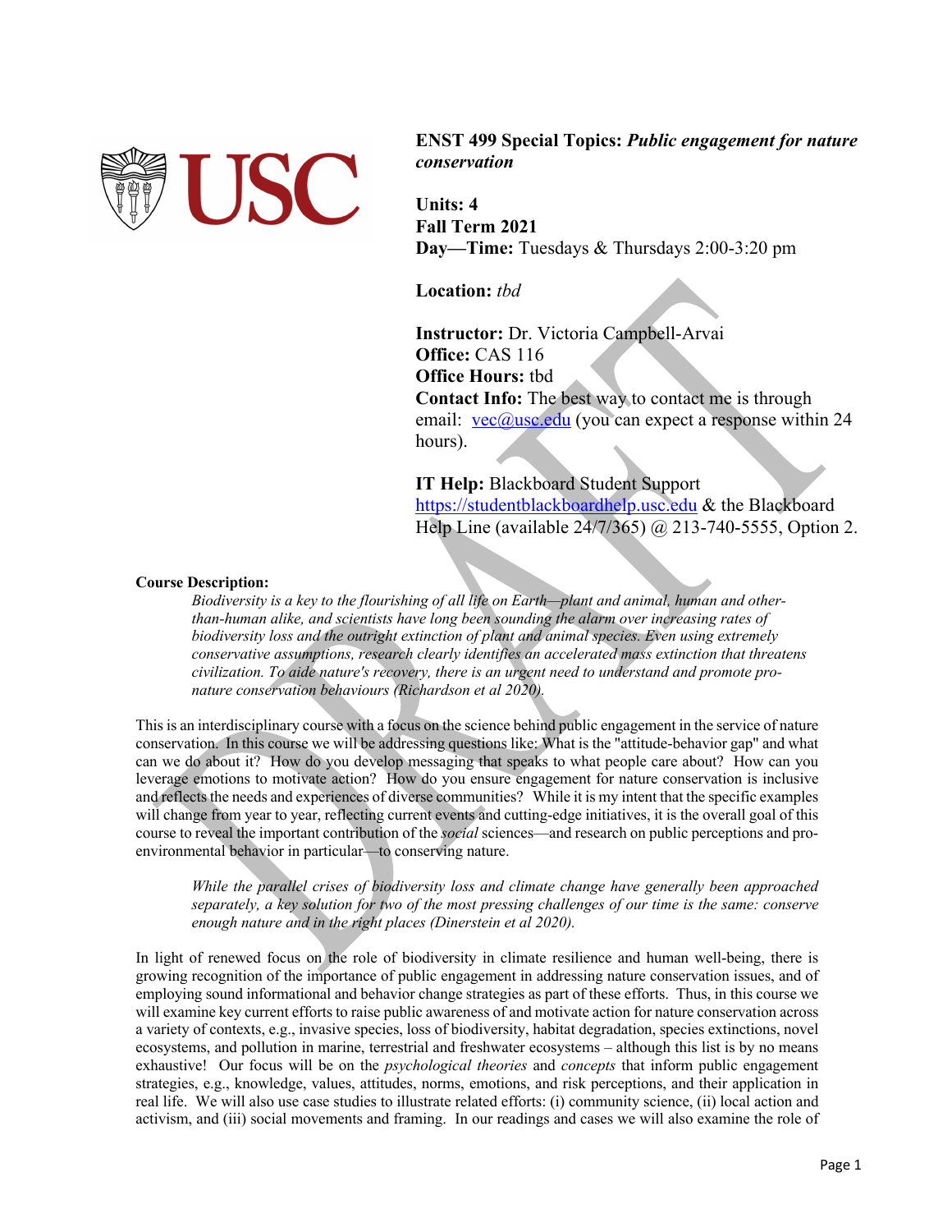**ENST 499 Special Topics:** ***Public engagement for nature conservation***

**Units: 4**
**Fall Term 2021**
**Day—Time:** Tuesdays & Thursdays 2:00-3:20 pm

**Location:** *tbd*

**Instructor:** Dr. Victoria Campbell-Arvai
**Office:** CAS 116
**Office Hours:** tbd
**Contact Info:** The best way to contact me is through email: vec@usc.edu (you can expect a response within 24 hours).

**IT Help:** Blackboard Student Support https://studentblackboardhelp.usc.edu & the Blackboard Help Line (available 24/7/365) @ 213-740-5555, Option 2.

**Course Description:**

> *Biodiversity is a key to the flourishing of all life on Earth—plant and animal, human and other-than-human alike, and scientists have long been sounding the alarm over increasing rates of biodiversity loss and the outright extinction of plant and animal species. Even using extremely conservative assumptions, research clearly identifies an accelerated mass extinction that threatens civilization. To aide nature's recovery, there is an urgent need to understand and promote pro-nature conservation behaviours (Richardson et al 2020).*

This is an interdisciplinary course with a focus on the science behind public engagement in the service of nature conservation. In this course we will be addressing questions like: What is the "attitude-behavior gap" and what can we do about it? How do you develop messaging that speaks to what people care about? How can you leverage emotions to motivate action? How do you ensure engagement for nature conservation is inclusive and reflects the needs and experiences of diverse communities? While it is my intent that the specific examples will change from year to year, reflecting current events and cutting-edge initiatives, it is the overall goal of this course to reveal the important contribution of the *social* sciences—and research on public perceptions and pro-environmental behavior in particular—to conserving nature.

> *While the parallel crises of biodiversity loss and climate change have generally been approached separately, a key solution for two of the most pressing challenges of our time is the same: conserve enough nature and in the right places (Dinerstein et al 2020).*

In light of renewed focus on the role of biodiversity in climate resilience and human well-being, there is growing recognition of the importance of public engagement in addressing nature conservation issues, and of employing sound informational and behavior change strategies as part of these efforts. Thus, in this course we will examine key current efforts to raise public awareness of and motivate action for nature conservation across a variety of contexts, e.g., invasive species, loss of biodiversity, habitat degradation, species extinctions, novel ecosystems, and pollution in marine, terrestrial and freshwater ecosystems – although this list is by no means exhaustive! Our focus will be on the *psychological theories* and *concepts* that inform public engagement strategies, e.g., knowledge, values, attitudes, norms, emotions, and risk perceptions, and their application in real life. We will also use case studies to illustrate related efforts: (i) community science, (ii) local action and activism, and (iii) social movements and framing. In our readings and cases we will also examine the role of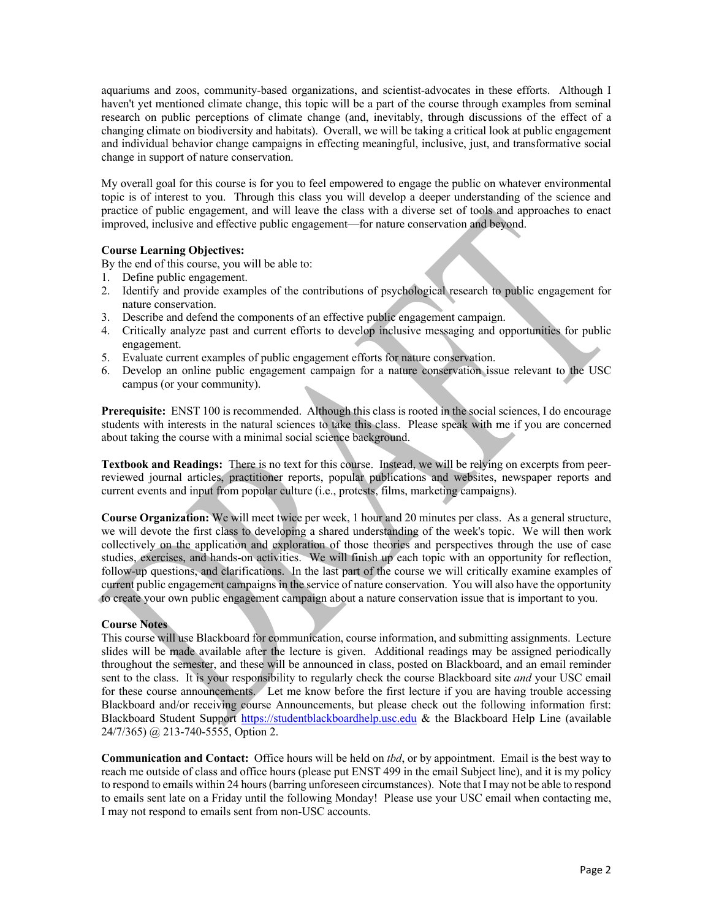aquariums and zoos, community-based organizations, and scientist-advocates in these efforts. Although I haven't yet mentioned climate change, this topic will be a part of the course through examples from seminal research on public perceptions of climate change (and, inevitably, through discussions of the effect of a changing climate on biodiversity and habitats). Overall, we will be taking a critical look at public engagement and individual behavior change campaigns in effecting meaningful, inclusive, just, and transformative social change in support of nature conservation.

My overall goal for this course is for you to feel empowered to engage the public on whatever environmental topic is of interest to you. Through this class you will develop a deeper understanding of the science and practice of public engagement, and will leave the class with a diverse set of tools and approaches to enact improved, inclusive and effective public engagement—for nature conservation and beyond.

**Course Learning Objectives:**

By the end of this course, you will be able to:

1. Define public engagement.
2. Identify and provide examples of the contributions of psychological research to public engagement for nature conservation.
3. Describe and defend the components of an effective public engagement campaign.
4. Critically analyze past and current efforts to develop inclusive messaging and opportunities for public engagement.
5. Evaluate current examples of public engagement efforts for nature conservation.
6. Develop an online public engagement campaign for a nature conservation issue relevant to the USC campus (or your community).

**Prerequisite:** ENST 100 is recommended. Although this class is rooted in the social sciences, I do encourage students with interests in the natural sciences to take this class. Please speak with me if you are concerned about taking the course with a minimal social science background.

**Textbook and Readings:** There is no text for this course. Instead, we will be relying on excerpts from peer-reviewed journal articles, practitioner reports, popular publications and websites, newspaper reports and current events and input from popular culture (i.e., protests, films, marketing campaigns).

**Course Organization:** We will meet twice per week, 1 hour and 20 minutes per class. As a general structure, we will devote the first class to developing a shared understanding of the week's topic. We will then work collectively on the application and exploration of those theories and perspectives through the use of case studies, exercises, and hands-on activities. We will finish up each topic with an opportunity for reflection, follow-up questions, and clarifications. In the last part of the course we will critically examine examples of current public engagement campaigns in the service of nature conservation. You will also have the opportunity to create your own public engagement campaign about a nature conservation issue that is important to you.

**Course Notes**

This course will use Blackboard for communication, course information, and submitting assignments. Lecture slides will be made available after the lecture is given. Additional readings may be assigned periodically throughout the semester, and these will be announced in class, posted on Blackboard, and an email reminder sent to the class. It is your responsibility to regularly check the course Blackboard site *and* your USC email for these course announcements. Let me know before the first lecture if you are having trouble accessing Blackboard and/or receiving course Announcements, but please check out the following information first: Blackboard Student Support https://studentblackboardhelp.usc.edu & the Blackboard Help Line (available 24/7/365) @ 213-740-5555, Option 2.

**Communication and Contact:** Office hours will be held on *tbd*, or by appointment. Email is the best way to reach me outside of class and office hours (please put ENST 499 in the email Subject line), and it is my policy to respond to emails within 24 hours (barring unforeseen circumstances). Note that I may not be able to respond to emails sent late on a Friday until the following Monday! Please use your USC email when contacting me, I may not respond to emails sent from non-USC accounts.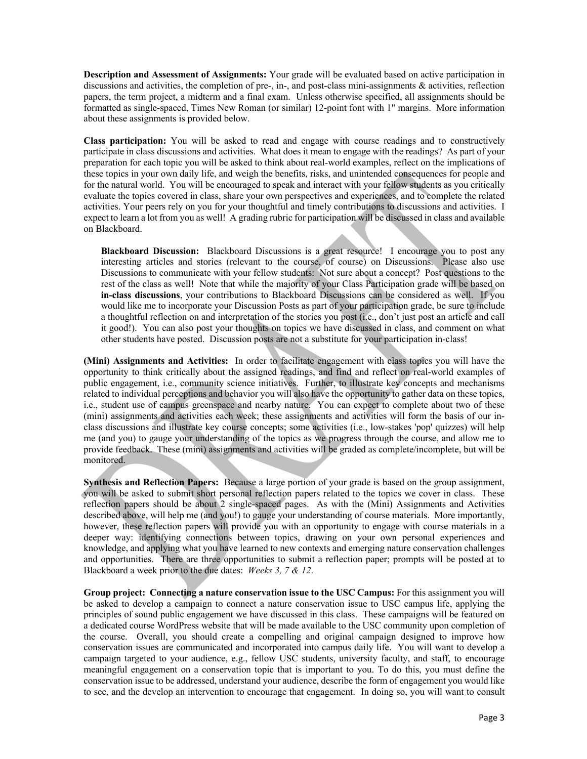**Description and Assessment of Assignments:** Your grade will be evaluated based on active participation in discussions and activities, the completion of pre-, in-, and post-class mini-assignments & activities, reflection papers, the term project, a midterm and a final exam. Unless otherwise specified, all assignments should be formatted as single-spaced, Times New Roman (or similar) 12-point font with 1" margins. More information about these assignments is provided below.

**Class participation:** You will be asked to read and engage with course readings and to constructively participate in class discussions and activities. What does it mean to engage with the readings? As part of your preparation for each topic you will be asked to think about real-world examples, reflect on the implications of these topics in your own daily life, and weigh the benefits, risks, and unintended consequences for people and for the natural world. You will be encouraged to speak and interact with your fellow students as you critically evaluate the topics covered in class, share your own perspectives and experiences, and to complete the related activities. Your peers rely on you for your thoughtful and timely contributions to discussions and activities. I expect to learn a lot from you as well! A grading rubric for participation will be discussed in class and available on Blackboard.

> **Blackboard Discussion:** Blackboard Discussions is a great resource! I encourage you to post any interesting articles and stories (relevant to the course, of course) on Discussions. Please also use Discussions to communicate with your fellow students: Not sure about a concept? Post questions to the rest of the class as well! Note that while the majority of your Class Participation grade will be based on **in-class discussions**, your contributions to Blackboard Discussions can be considered as well. If you would like me to incorporate your Discussion Posts as part of your participation grade, be sure to include a thoughtful reflection on and interpretation of the stories you post (i.e., don't just post an article and call it good!). You can also post your thoughts on topics we have discussed in class, and comment on what other students have posted. Discussion posts are not a substitute for your participation in-class!

**(Mini) Assignments and Activities:** In order to facilitate engagement with class topics you will have the opportunity to think critically about the assigned readings, and find and reflect on real-world examples of public engagement, i.e., community science initiatives. Further, to illustrate key concepts and mechanisms related to individual perceptions and behavior you will also have the opportunity to gather data on these topics, i.e., student use of campus greenspace and nearby nature. You can expect to complete about two of these (mini) assignments and activities each week; these assignments and activities will form the basis of our in-class discussions and illustrate key course concepts; some activities (i.e., low-stakes 'pop' quizzes) will help me (and you) to gauge your understanding of the topics as we progress through the course, and allow me to provide feedback. These (mini) assignments and activities will be graded as complete/incomplete, but will be monitored.

**Synthesis and Reflection Papers:** Because a large portion of your grade is based on the group assignment, you will be asked to submit short personal reflection papers related to the topics we cover in class. These reflection papers should be about 2 single-spaced pages. As with the (Mini) Assignments and Activities described above, will help me (and you!) to gauge your understanding of course materials. More importantly, however, these reflection papers will provide you with an opportunity to engage with course materials in a deeper way: identifying connections between topics, drawing on your own personal experiences and knowledge, and applying what you have learned to new contexts and emerging nature conservation challenges and opportunities. There are three opportunities to submit a reflection paper; prompts will be posted at to Blackboard a week prior to the due dates: *Weeks 3, 7 & 12*.

**Group project: Connecting a nature conservation issue to the USC Campus:** For this assignment you will be asked to develop a campaign to connect a nature conservation issue to USC campus life, applying the principles of sound public engagement we have discussed in this class. These campaigns will be featured on a dedicated course WordPress website that will be made available to the USC community upon completion of the course. Overall, you should create a compelling and original campaign designed to improve how conservation issues are communicated and incorporated into campus daily life. You will want to develop a campaign targeted to your audience, e.g., fellow USC students, university faculty, and staff, to encourage meaningful engagement on a conservation topic that is important to you. To do this, you must define the conservation issue to be addressed, understand your audience, describe the form of engagement you would like to see, and the develop an intervention to encourage that engagement. In doing so, you will want to consult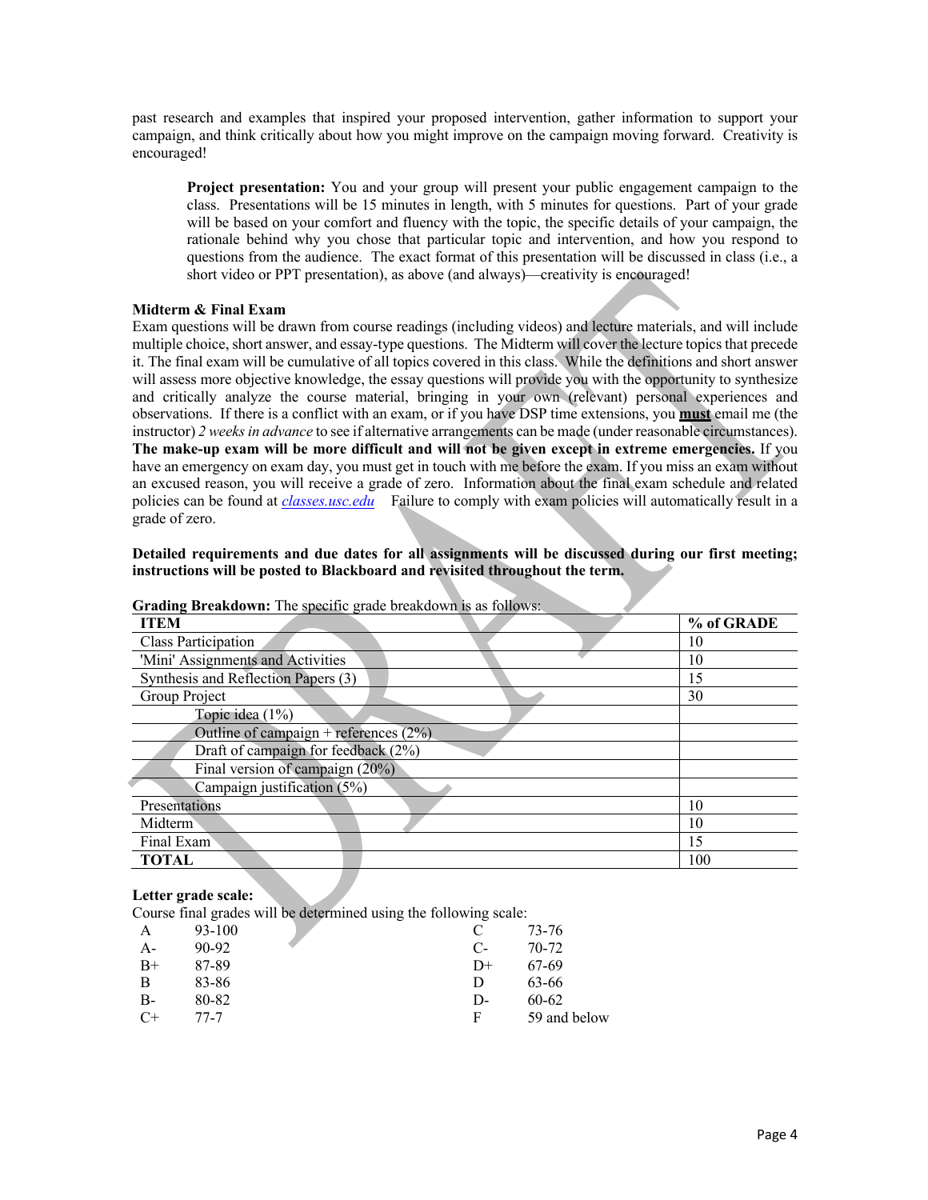past research and examples that inspired your proposed intervention, gather information to support your campaign, and think critically about how you might improve on the campaign moving forward. Creativity is encouraged!

> **Project presentation:** You and your group will present your public engagement campaign to the class. Presentations will be 15 minutes in length, with 5 minutes for questions. Part of your grade will be based on your comfort and fluency with the topic, the specific details of your campaign, the rationale behind why you chose that particular topic and intervention, and how you respond to questions from the audience. The exact format of this presentation will be discussed in class (i.e., a short video or PPT presentation), as above (and always)—creativity is encouraged!

**Midterm & Final Exam**

Exam questions will be drawn from course readings (including videos) and lecture materials, and will include multiple choice, short answer, and essay-type questions. The Midterm will cover the lecture topics that precede it. The final exam will be cumulative of all topics covered in this class. While the definitions and short answer will assess more objective knowledge, the essay questions will provide you with the opportunity to synthesize and critically analyze the course material, bringing in your own (relevant) personal experiences and observations. If there is a conflict with an exam, or if you have DSP time extensions, you **must** email me (the instructor) *2 weeks in advance* to see if alternative arrangements can be made (under reasonable circumstances). **The make-up exam will be more difficult and will not be given except in extreme emergencies.** If you have an emergency on exam day, you must get in touch with me before the exam. If you miss an exam without an excused reason, you will receive a grade of zero. Information about the final exam schedule and related policies can be found at *classes.usc.edu* Failure to comply with exam policies will automatically result in a grade of zero.

**Detailed requirements and due dates for all assignments will be discussed during our first meeting; instructions will be posted to Blackboard and revisited throughout the term.**

**Grading Breakdown:** The specific grade breakdown is as follows:

| **ITEM** | **% of GRADE** |
|---|---|
| Class Participation | 10 |
| 'Mini' Assignments and Activities | 10 |
| Synthesis and Reflection Papers (3) | 15 |
| Group Project | 30 |
| Topic idea (1%) | |
| Outline of campaign + references (2%) | |
| Draft of campaign for feedback (2%) | |
| Final version of campaign (20%) | |
| Campaign justification (5%) | |
| Presentations | 10 |
| Midterm | 10 |
| Final Exam | 15 |
| **TOTAL** | 100 |

**Letter grade scale:**

Course final grades will be determined using the following scale:

| | | | |
|---|---|---|---|
| A | 93-100 | C | 73-76 |
| A- | 90-92 | C- | 70-72 |
| B+ | 87-89 | D+ | 67-69 |
| B | 83-86 | D | 63-66 |
| B- | 80-82 | D- | 60-62 |
| C+ | 77-7 | F | 59 and below |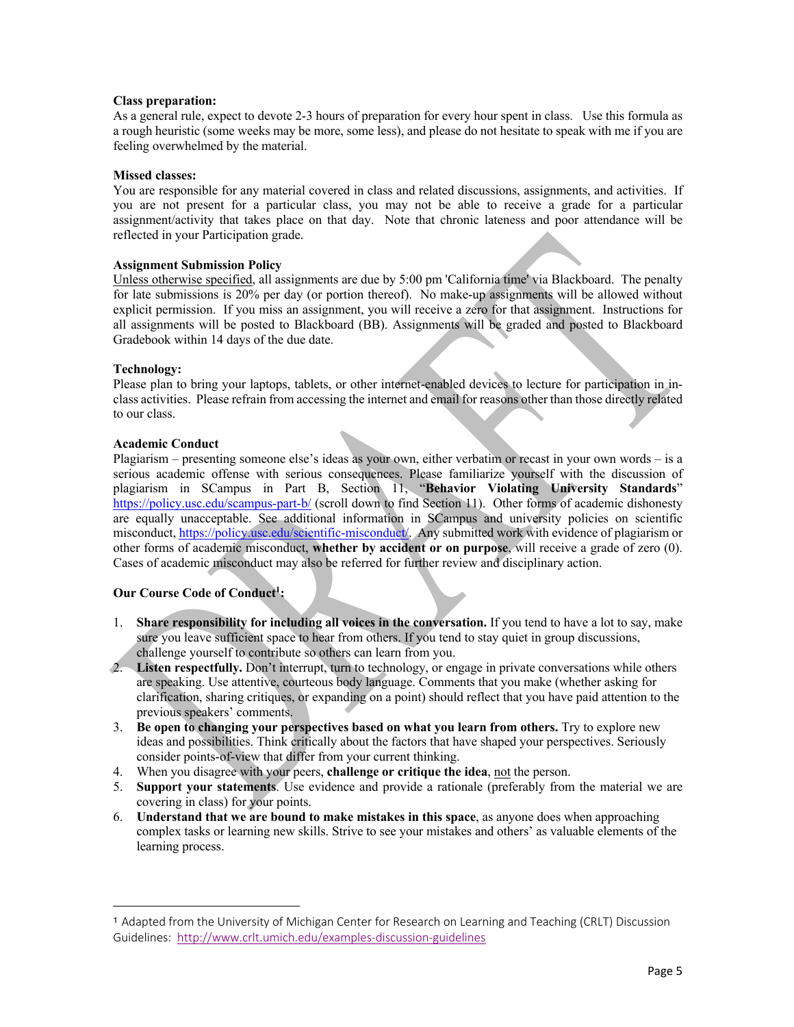**Class preparation:**
As a general rule, expect to devote 2-3 hours of preparation for every hour spent in class. Use this formula as a rough heuristic (some weeks may be more, some less), and please do not hesitate to speak with me if you are feeling overwhelmed by the material.

**Missed classes:**
You are responsible for any material covered in class and related discussions, assignments, and activities. If you are not present for a particular class, you may not be able to receive a grade for a particular assignment/activity that takes place on that day. Note that chronic lateness and poor attendance will be reflected in your Participation grade.

**Assignment Submission Policy**
Unless otherwise specified, all assignments are due by 5:00 pm 'California time' via Blackboard. The penalty for late submissions is 20% per day (or portion thereof). No make-up assignments will be allowed without explicit permission. If you miss an assignment, you will receive a zero for that assignment. Instructions for all assignments will be posted to Blackboard (BB). Assignments will be graded and posted to Blackboard Gradebook within 14 days of the due date.

**Technology:**
Please plan to bring your laptops, tablets, or other internet-enabled devices to lecture for participation in in-class activities. Please refrain from accessing the internet and email for reasons other than those directly related to our class.

**Academic Conduct**
Plagiarism – presenting someone else's ideas as your own, either verbatim or recast in your own words – is a serious academic offense with serious consequences. Please familiarize yourself with the discussion of plagiarism in SCampus in Part B, Section 11, "**Behavior Violating University Standards**" https://policy.usc.edu/scampus-part-b/ (scroll down to find Section 11). Other forms of academic dishonesty are equally unacceptable. See additional information in SCampus and university policies on scientific misconduct, https://policy.usc.edu/scientific-misconduct/. Any submitted work with evidence of plagiarism or other forms of academic misconduct, **whether by accident or on purpose**, will receive a grade of zero (0). Cases of academic misconduct may also be referred for further review and disciplinary action.

**Our Course Code of Conduct[1]:**

1. **Share responsibility for including all voices in the conversation.** If you tend to have a lot to say, make sure you leave sufficient space to hear from others. If you tend to stay quiet in group discussions, challenge yourself to contribute so others can learn from you.
2. **Listen respectfully.** Don't interrupt, turn to technology, or engage in private conversations while others are speaking. Use attentive, courteous body language. Comments that you make (whether asking for clarification, sharing critiques, or expanding on a point) should reflect that you have paid attention to the previous speakers' comments.
3. **Be open to changing your perspectives based on what you learn from others.** Try to explore new ideas and possibilities. Think critically about the factors that have shaped your perspectives. Seriously consider points-of-view that differ from your current thinking.
4. When you disagree with your peers, **challenge or critique the idea**, not the person.
5. **Support your statements**. Use evidence and provide a rationale (preferably from the material we are covering in class) for your points.
6. **Understand that we are bound to make mistakes in this space**, as anyone does when approaching complex tasks or learning new skills. Strive to see your mistakes and others' as valuable elements of the learning process.

---

[1] Adapted from the University of Michigan Center for Research on Learning and Teaching (CRLT) Discussion Guidelines: http://www.crlt.umich.edu/examples-discussion-guidelines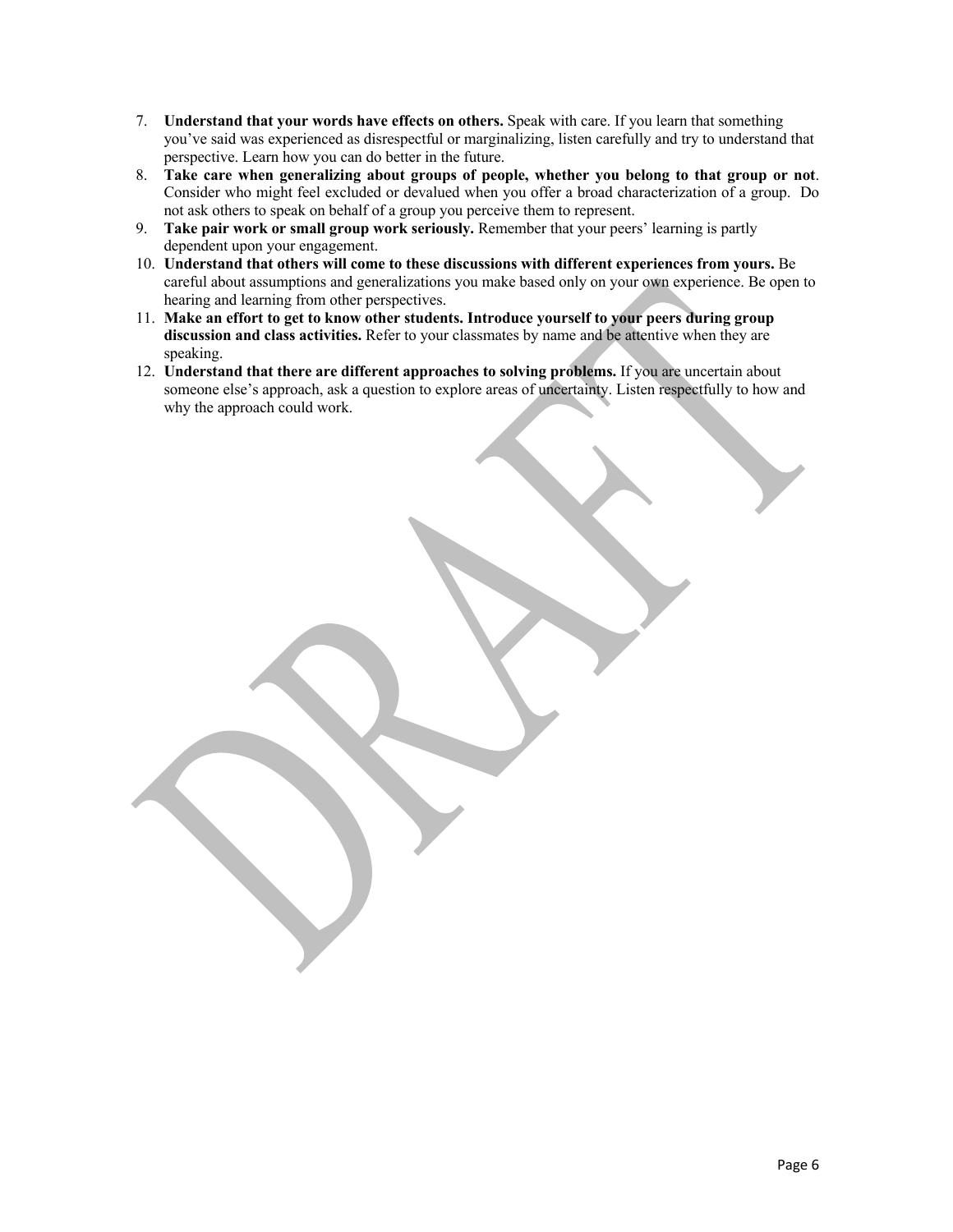7. **Understand that your words have effects on others.** Speak with care. If you learn that something you've said was experienced as disrespectful or marginalizing, listen carefully and try to understand that perspective. Learn how you can do better in the future.
8. **Take care when generalizing about groups of people, whether you belong to that group or not**. Consider who might feel excluded or devalued when you offer a broad characterization of a group. Do not ask others to speak on behalf of a group you perceive them to represent.
9. **Take pair work or small group work seriously.** Remember that your peers' learning is partly dependent upon your engagement.
10. **Understand that others will come to these discussions with different experiences from yours.** Be careful about assumptions and generalizations you make based only on your own experience. Be open to hearing and learning from other perspectives.
11. **Make an effort to get to know other students. Introduce yourself to your peers during group discussion and class activities.** Refer to your classmates by name and be attentive when they are speaking.
12. **Understand that there are different approaches to solving problems.** If you are uncertain about someone else's approach, ask a question to explore areas of uncertainty. Listen respectfully to how and why the approach could work.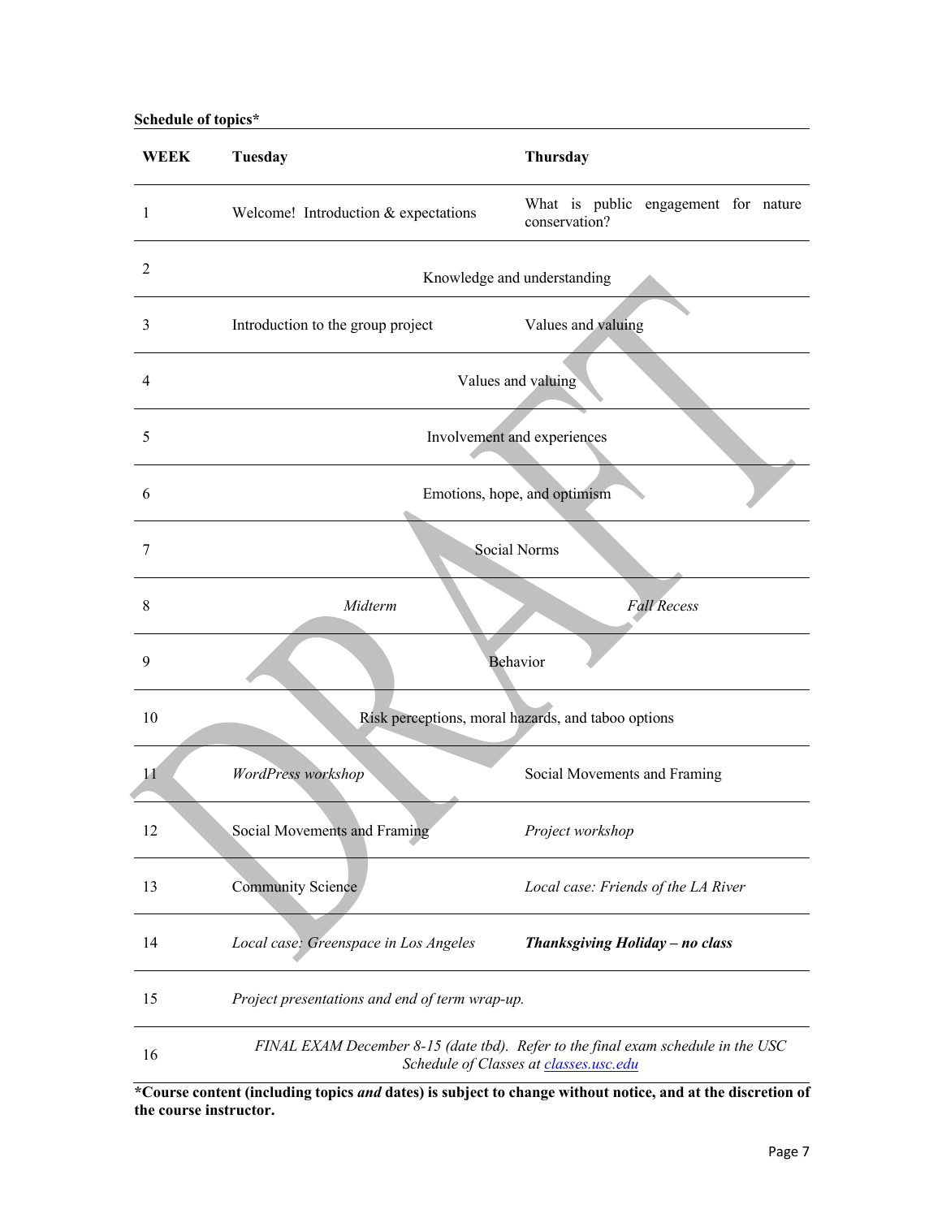**Schedule of topics***

| WEEK | Tuesday | Thursday |
|---|---|---|
| 1 | Welcome! Introduction & expectations | What is public engagement for nature conservation? |
| 2 | Knowledge and understanding | |
| 3 | Introduction to the group project | Values and valuing |
| 4 | Values and valuing | |
| 5 | Involvement and experiences | |
| 6 | Emotions, hope, and optimism | |
| 7 | Social Norms | |
| 8 | *Midterm* | *Fall Recess* |
| 9 | Behavior | |
| 10 | Risk perceptions, moral hazards, and taboo options | |
| 11 | *WordPress workshop* | Social Movements and Framing |
| 12 | Social Movements and Framing | *Project workshop* |
| 13 | Community Science | *Local case: Friends of the LA River* |
| 14 | *Local case: Greenspace in Los Angeles* | ***Thanksgiving Holiday – no class*** |
| 15 | *Project presentations and end of term wrap-up.* | |
| 16 | *FINAL EXAM December 8-15 (date tbd). Refer to the final exam schedule in the USC Schedule of Classes at [classes.usc.edu](classes.usc.edu)* | |

***Course content (including topics *and* dates) is subject to change without notice, and at the discretion of the course instructor.**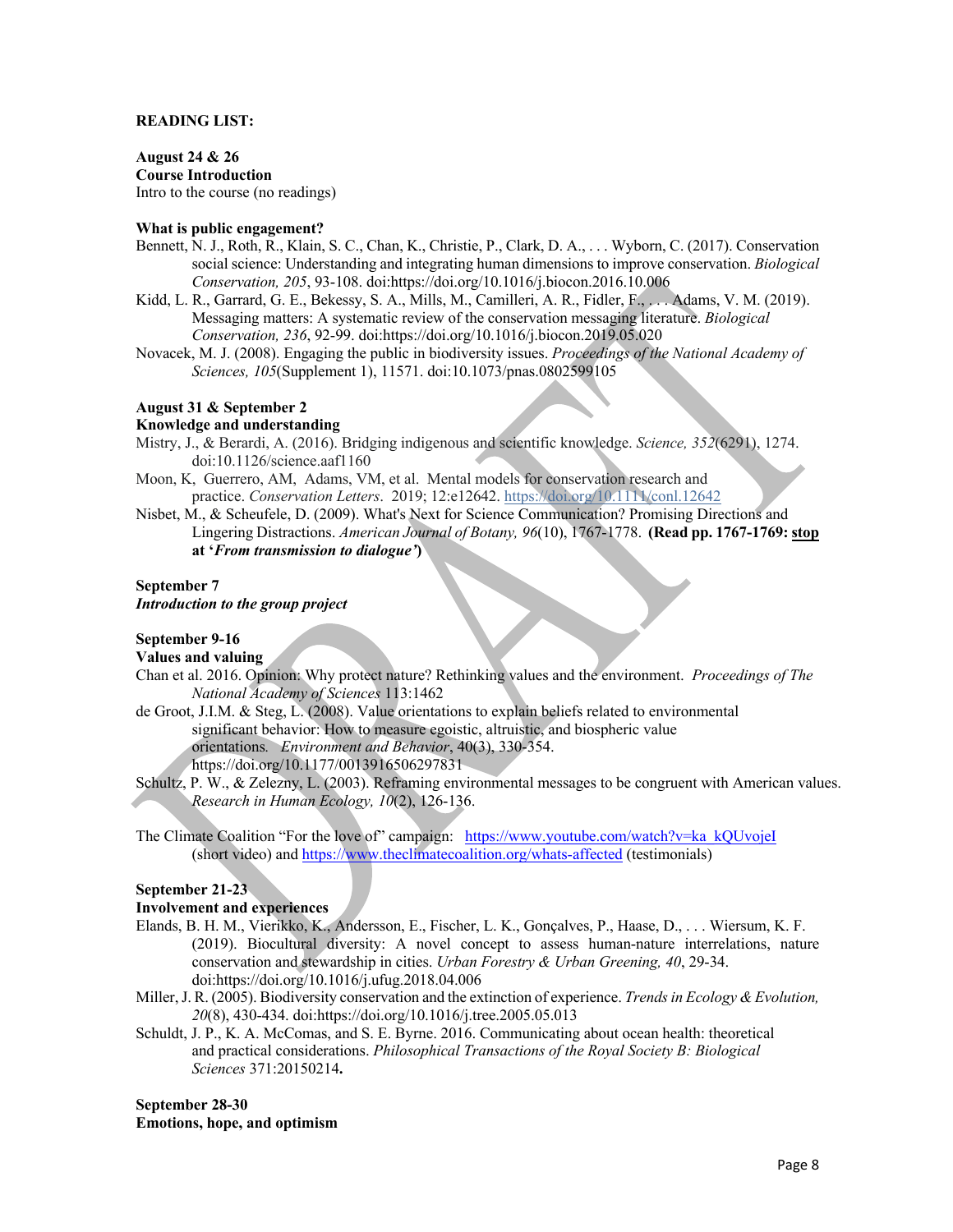**READING LIST:**

**August 24 & 26**
**Course Introduction**
Intro to the course (no readings)

**What is public engagement?**

- Bennett, N. J., Roth, R., Klain, S. C., Chan, K., Christie, P., Clark, D. A., . . . Wyborn, C. (2017). Conservation social science: Understanding and integrating human dimensions to improve conservation. *Biological Conservation, 205*, 93-108. doi:https://doi.org/10.1016/j.biocon.2016.10.006
- Kidd, L. R., Garrard, G. E., Bekessy, S. A., Mills, M., Camilleri, A. R., Fidler, F., . . . Adams, V. M. (2019). Messaging matters: A systematic review of the conservation messaging literature. *Biological Conservation, 236*, 92-99. doi:https://doi.org/10.1016/j.biocon.2019.05.020
- Novacek, M. J. (2008). Engaging the public in biodiversity issues. *Proceedings of the National Academy of Sciences, 105*(Supplement 1), 11571. doi:10.1073/pnas.0802599105

**August 31 & September 2**
**Knowledge and understanding**

- Mistry, J., & Berardi, A. (2016). Bridging indigenous and scientific knowledge. *Science, 352*(6291), 1274. doi:10.1126/science.aaf1160
- Moon, K, Guerrero, AM, Adams, VM, et al. Mental models for conservation research and practice. *Conservation Letters*. 2019; 12:e12642. https://doi.org/10.1111/conl.12642
- Nisbet, M., & Scheufele, D. (2009). What's Next for Science Communication? Promising Directions and Lingering Distractions. *American Journal of Botany, 96*(10), 1767-1778. **(Read pp. 1767-1769: stop at '*From transmission to dialogue'*)**

**September 7**
***Introduction to the group project***

**September 9-16**
**Values and valuing**

- Chan et al. 2016. Opinion: Why protect nature? Rethinking values and the environment. *Proceedings of The National Academy of Sciences* 113:1462
- de Groot, J.I.M. & Steg, L. (2008). Value orientations to explain beliefs related to environmental significant behavior: How to measure egoistic, altruistic, and biospheric value orientations. *Environment and Behavior*, 40(3), 330-354. https://doi.org/10.1177/0013916506297831
- Schultz, P. W., & Zelezny, L. (2003). Reframing environmental messages to be congruent with American values. *Research in Human Ecology, 10*(2), 126-136.

The Climate Coalition "For the love of" campaign: https://www.youtube.com/watch?v=ka_kQUvojeI (short video) and https://www.theclimatecoalition.org/whats-affected (testimonials)

**September 21-23**
**Involvement and experiences**

- Elands, B. H. M., Vierikko, K., Andersson, E., Fischer, L. K., Gonçalves, P., Haase, D., . . . Wiersum, K. F. (2019). Biocultural diversity: A novel concept to assess human-nature interrelations, nature conservation and stewardship in cities. *Urban Forestry & Urban Greening, 40*, 29-34. doi:https://doi.org/10.1016/j.ufug.2018.04.006
- Miller, J. R. (2005). Biodiversity conservation and the extinction of experience. *Trends in Ecology & Evolution, 20*(8), 430-434. doi:https://doi.org/10.1016/j.tree.2005.05.013
- Schuldt, J. P., K. A. McComas, and S. E. Byrne. 2016. Communicating about ocean health: theoretical and practical considerations. *Philosophical Transactions of the Royal Society B: Biological Sciences* 371:20150214**.**

**September 28-30**
**Emotions, hope, and optimism**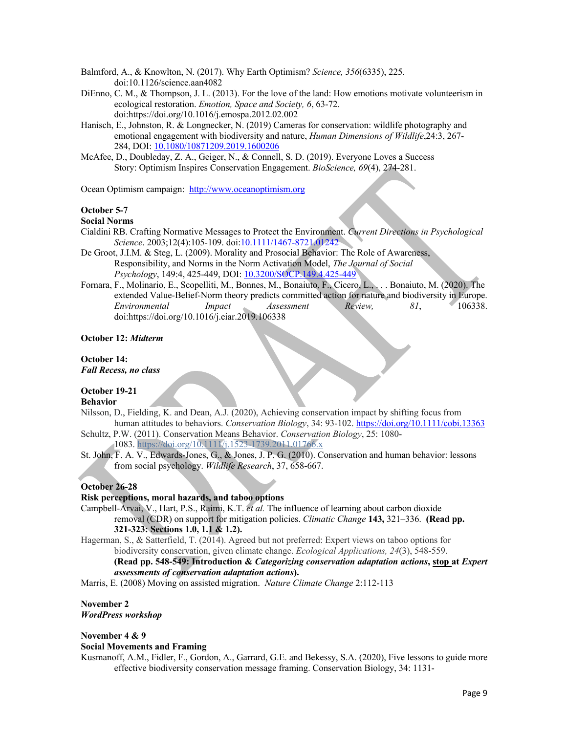Balmford, A., & Knowlton, N. (2017). Why Earth Optimism? *Science, 356*(6335), 225. doi:10.1126/science.aan4082

DiEnno, C. M., & Thompson, J. L. (2013). For the love of the land: How emotions motivate volunteerism in ecological restoration. *Emotion, Space and Society, 6*, 63-72. doi:https://doi.org/10.1016/j.emospa.2012.02.002

Hanisch, E., Johnston, R. & Longnecker, N. (2019) Cameras for conservation: wildlife photography and emotional engagement with biodiversity and nature, *Human Dimensions of Wildlife*,24:3, 267-284, DOI: 10.1080/10871209.2019.1600206

McAfee, D., Doubleday, Z. A., Geiger, N., & Connell, S. D. (2019). Everyone Loves a Success Story: Optimism Inspires Conservation Engagement. *BioScience, 69*(4), 274-281.

Ocean Optimism campaign: http://www.oceanoptimism.org

**October 5-7**
**Social Norms**

Cialdini RB. Crafting Normative Messages to Protect the Environment. *Current Directions in Psychological Science*. 2003;12(4):105-109. doi:10.1111/1467-8721.01242

De Groot, J.I.M. & Steg, L. (2009). Morality and Prosocial Behavior: The Role of Awareness, Responsibility, and Norms in the Norm Activation Model, *The Journal of Social Psychology*, 149:4, 425-449, DOI: 10.3200/SOCP.149.4.425-449

Fornara, F., Molinario, E., Scopelliti, M., Bonnes, M., Bonaiuto, F., Cicero, L., . . . Bonaiuto, M. (2020). The extended Value-Belief-Norm theory predicts committed action for nature and biodiversity in Europe. *Environmental Impact Assessment Review, 81*, 106338. doi:https://doi.org/10.1016/j.eiar.2019.106338

**October 12: *Midterm***

**October 14:**
***Fall Recess, no class***

**October 19-21**
**Behavior**

Nilsson, D., Fielding, K. and Dean, A.J. (2020), Achieving conservation impact by shifting focus from human attitudes to behaviors. *Conservation Biology*, 34: 93-102. https://doi.org/10.1111/cobi.13363

Schultz, P.W. (2011). Conservation Means Behavior. *Conservation Biology*, 25: 1080-1083. https://doi.org/10.1111/j.1523-1739.2011.01766.x

St. John, F. A. V., Edwards-Jones, G., & Jones, J. P. G. (2010). Conservation and human behavior: lessons from social psychology. *Wildlife Research*, 37, 658-667.

**October 26-28**
**Risk perceptions, moral hazards, and taboo options**

Campbell-Arvai, V., Hart, P.S., Raimi, K.T. *et al.* The influence of learning about carbon dioxide removal (CDR) on support for mitigation policies. *Climatic Change* **143,** 321–336. **(Read pp. 321-323: Sections 1.0, 1.1 & 1.2).**

Hagerman, S., & Satterfield, T. (2014). Agreed but not preferred: Expert views on taboo options for biodiversity conservation, given climate change. *Ecological Applications, 24*(3), 548-559. **(Read pp. 548-549: Introduction & *Categorizing conservation adaptation actions*, stop at *Expert assessments of conservation adaptation actions*).**

Marris, E. (2008) Moving on assisted migration. *Nature Climate Change* 2:112-113

**November 2**
***WordPress workshop***

**November 4 & 9**
**Social Movements and Framing**

Kusmanoff, A.M., Fidler, F., Gordon, A., Garrard, G.E. and Bekessy, S.A. (2020), Five lessons to guide more effective biodiversity conservation message framing. Conservation Biology, 34: 1131-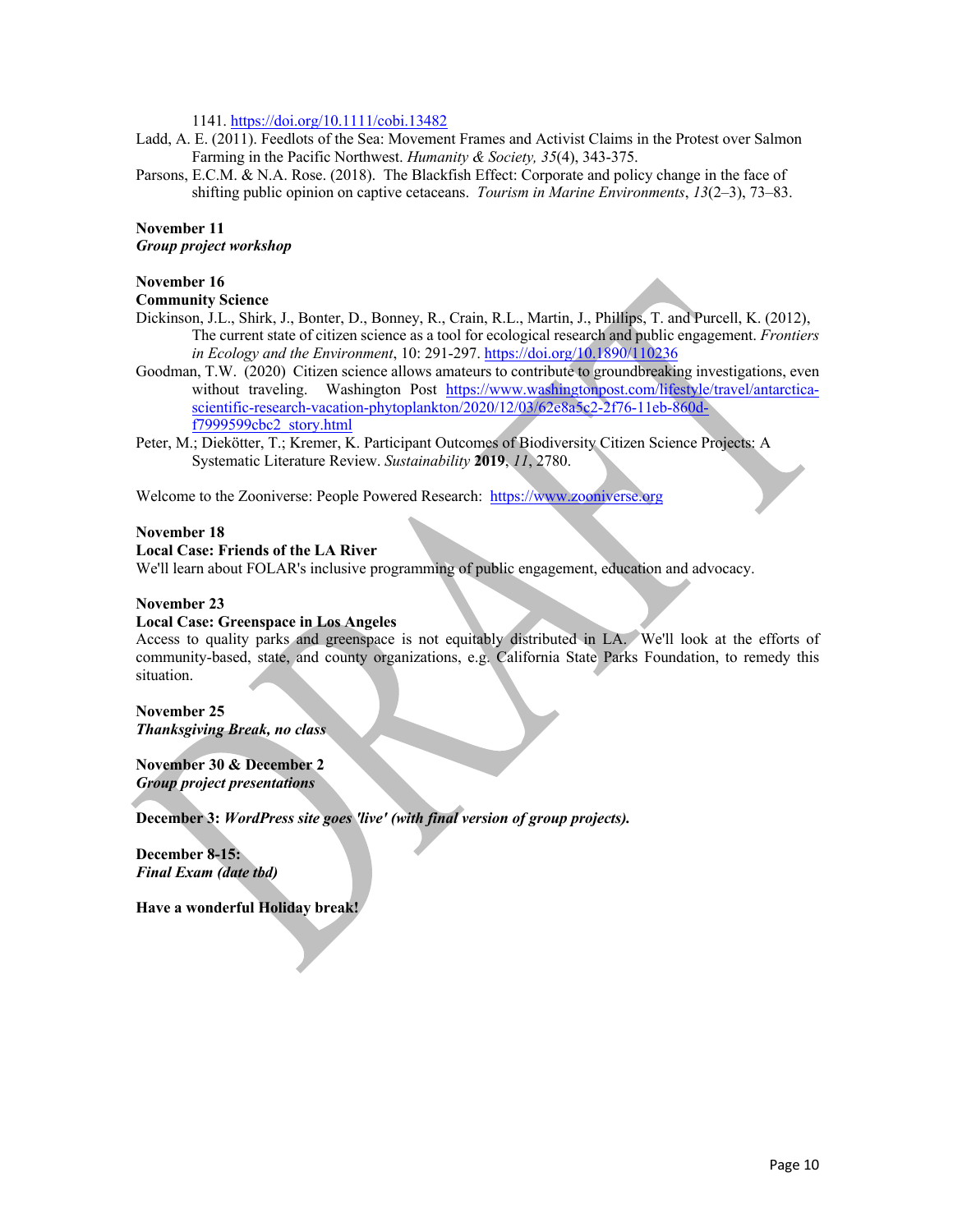1141. https://doi.org/10.1111/cobi.13482

Ladd, A. E. (2011). Feedlots of the Sea: Movement Frames and Activist Claims in the Protest over Salmon Farming in the Pacific Northwest. *Humanity & Society, 35*(4), 343-375.

Parsons, E.C.M. & N.A. Rose. (2018). The Blackfish Effect: Corporate and policy change in the face of shifting public opinion on captive cetaceans. *Tourism in Marine Environments*, *13*(2–3), 73–83.

**November 11**
***Group project workshop***

**November 16**
**Community Science**

Dickinson, J.L., Shirk, J., Bonter, D., Bonney, R., Crain, R.L., Martin, J., Phillips, T. and Purcell, K. (2012), The current state of citizen science as a tool for ecological research and public engagement. *Frontiers in Ecology and the Environment*, 10: 291-297. https://doi.org/10.1890/110236

Goodman, T.W. (2020) Citizen science allows amateurs to contribute to groundbreaking investigations, even without traveling. Washington Post https://www.washingtonpost.com/lifestyle/travel/antarctica-scientific-research-vacation-phytoplankton/2020/12/03/62e8a5c2-2f76-11eb-860d-f7999599cbc2_story.html

Peter, M.; Diekötter, T.; Kremer, K. Participant Outcomes of Biodiversity Citizen Science Projects: A Systematic Literature Review. *Sustainability* **2019**, *11*, 2780.

Welcome to the Zooniverse: People Powered Research: https://www.zooniverse.org

**November 18**
**Local Case: Friends of the LA River**

We'll learn about FOLAR's inclusive programming of public engagement, education and advocacy.

**November 23**
**Local Case: Greenspace in Los Angeles**

Access to quality parks and greenspace is not equitably distributed in LA. We'll look at the efforts of community-based, state, and county organizations, e.g. California State Parks Foundation, to remedy this situation.

**November 25**
***Thanksgiving Break, no class***

**November 30 & December 2**
***Group project presentations***

**December 3:** ***WordPress site goes 'live' (with final version of group projects).***

**December 8-15:**
***Final Exam (date tbd)***

**Have a wonderful Holiday break!**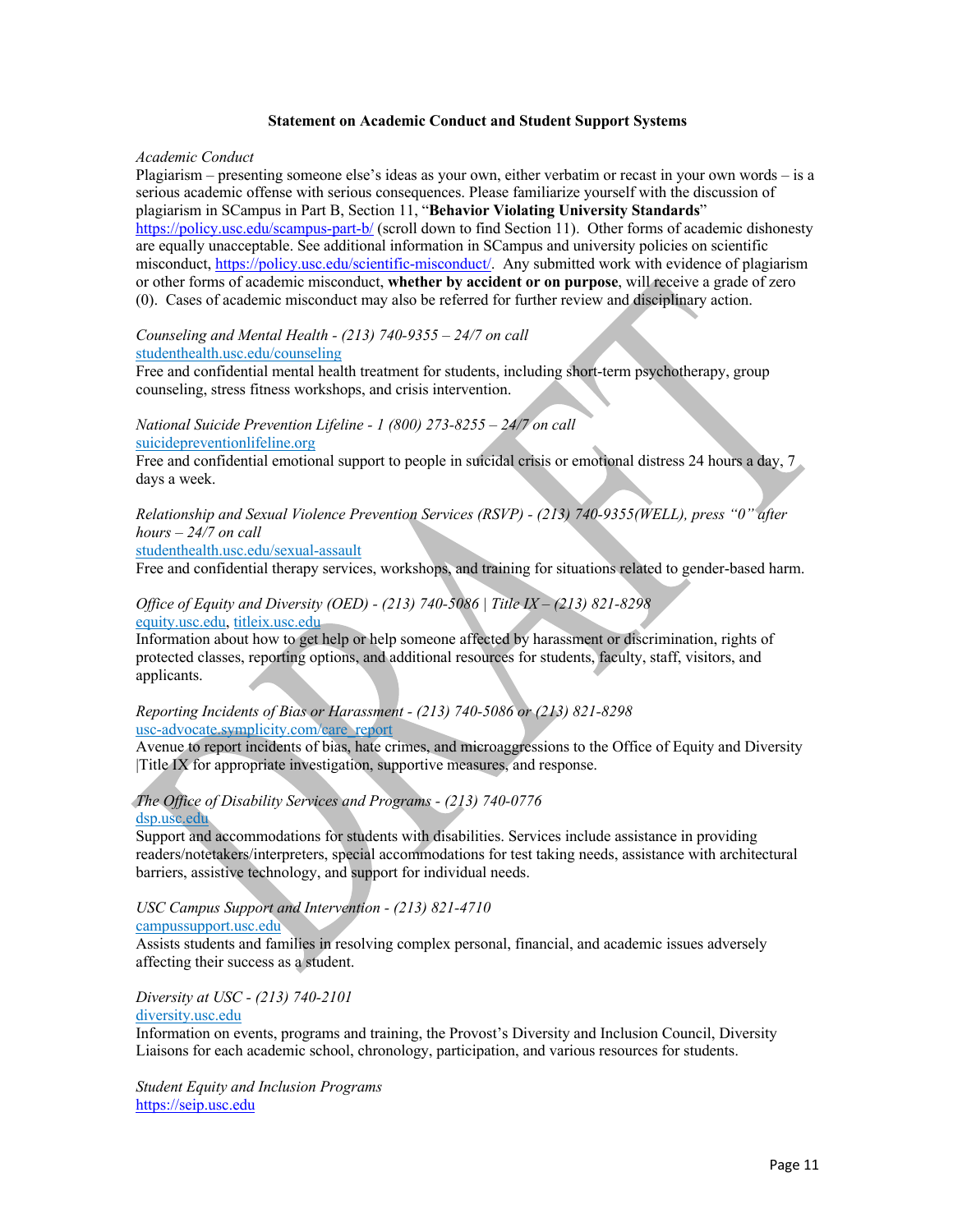**Statement on Academic Conduct and Student Support Systems**

*Academic Conduct*

Plagiarism – presenting someone else's ideas as your own, either verbatim or recast in your own words – is a serious academic offense with serious consequences. Please familiarize yourself with the discussion of plagiarism in SCampus in Part B, Section 11, "**Behavior Violating University Standards**" https://policy.usc.edu/scampus-part-b/ (scroll down to find Section 11). Other forms of academic dishonesty are equally unacceptable. See additional information in SCampus and university policies on scientific misconduct, https://policy.usc.edu/scientific-misconduct/. Any submitted work with evidence of plagiarism or other forms of academic misconduct, **whether by accident or on purpose**, will receive a grade of zero (0). Cases of academic misconduct may also be referred for further review and disciplinary action.

*Counseling and Mental Health - (213) 740-9355 – 24/7 on call*
studenthealth.usc.edu/counseling
Free and confidential mental health treatment for students, including short-term psychotherapy, group counseling, stress fitness workshops, and crisis intervention.

*National Suicide Prevention Lifeline - 1 (800) 273-8255 – 24/7 on call*
suicidepreventionlifeline.org
Free and confidential emotional support to people in suicidal crisis or emotional distress 24 hours a day, 7 days a week.

*Relationship and Sexual Violence Prevention Services (RSVP) - (213) 740-9355(WELL), press "0" after hours – 24/7 on call*
studenthealth.usc.edu/sexual-assault
Free and confidential therapy services, workshops, and training for situations related to gender-based harm.

*Office of Equity and Diversity (OED) - (213) 740-5086 | Title IX – (213) 821-8298*
equity.usc.edu, titleix.usc.edu
Information about how to get help or help someone affected by harassment or discrimination, rights of protected classes, reporting options, and additional resources for students, faculty, staff, visitors, and applicants.

*Reporting Incidents of Bias or Harassment - (213) 740-5086 or (213) 821-8298*
usc-advocate.symplicity.com/care_report
Avenue to report incidents of bias, hate crimes, and microaggressions to the Office of Equity and Diversity |Title IX for appropriate investigation, supportive measures, and response.

*The Office of Disability Services and Programs - (213) 740-0776*
dsp.usc.edu
Support and accommodations for students with disabilities. Services include assistance in providing readers/notetakers/interpreters, special accommodations for test taking needs, assistance with architectural barriers, assistive technology, and support for individual needs.

*USC Campus Support and Intervention - (213) 821-4710*
campussupport.usc.edu
Assists students and families in resolving complex personal, financial, and academic issues adversely affecting their success as a student.

*Diversity at USC - (213) 740-2101*
diversity.usc.edu
Information on events, programs and training, the Provost's Diversity and Inclusion Council, Diversity Liaisons for each academic school, chronology, participation, and various resources for students.

*Student Equity and Inclusion Programs*
https://seip.usc.edu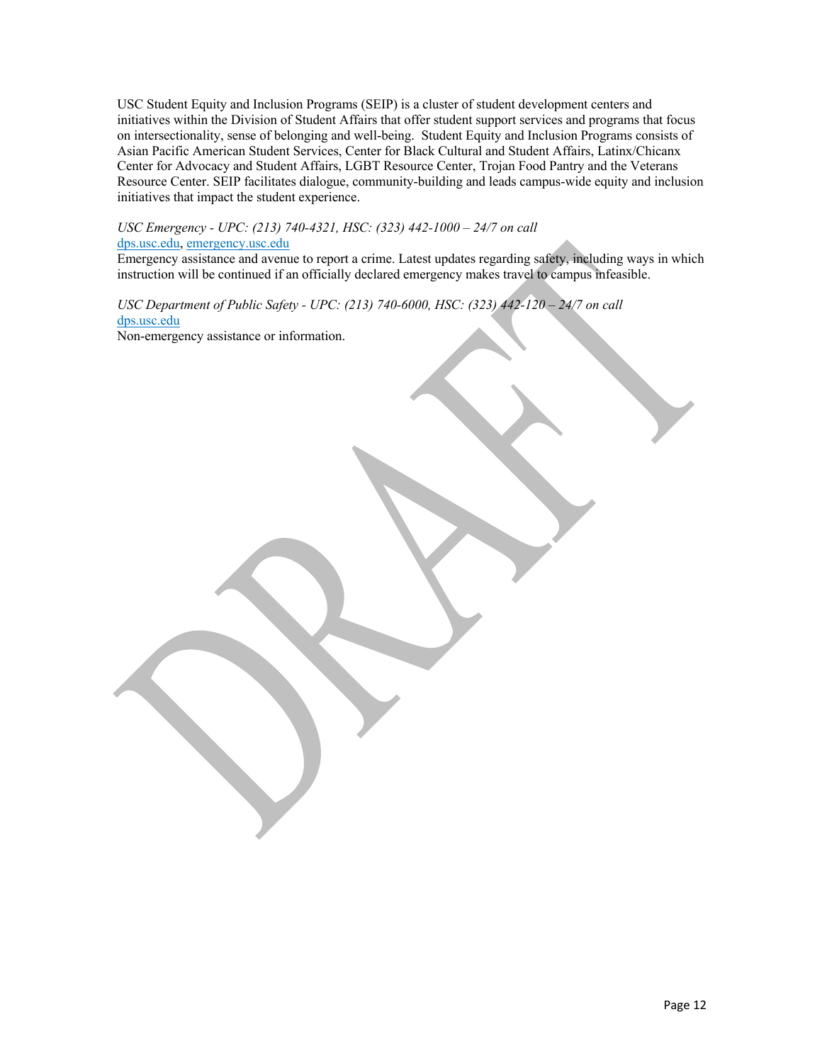USC Student Equity and Inclusion Programs (SEIP) is a cluster of student development centers and initiatives within the Division of Student Affairs that offer student support services and programs that focus on intersectionality, sense of belonging and well-being. Student Equity and Inclusion Programs consists of Asian Pacific American Student Services, Center for Black Cultural and Student Affairs, Latinx/Chicanx Center for Advocacy and Student Affairs, LGBT Resource Center, Trojan Food Pantry and the Veterans Resource Center. SEIP facilitates dialogue, community-building and leads campus-wide equity and inclusion initiatives that impact the student experience.

*USC Emergency - UPC: (213) 740-4321, HSC: (323) 442-1000 – 24/7 on call*
dps.usc.edu, emergency.usc.edu
Emergency assistance and avenue to report a crime. Latest updates regarding safety, including ways in which instruction will be continued if an officially declared emergency makes travel to campus infeasible.

*USC Department of Public Safety - UPC: (213) 740-6000, HSC: (323) 442-120 – 24/7 on call*
dps.usc.edu
Non-emergency assistance or information.